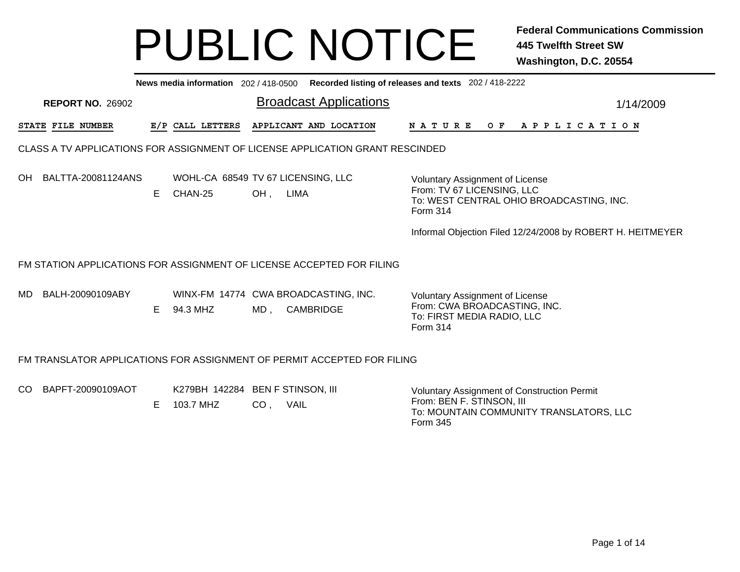# PUBLIC NOTICE

**Federal Communications Commission**
**445 Twelfth Street SW**
**Washington, D.C. 20554**

**News media information** 202 / 418-0500 **Recorded listing of releases and texts** 202 / 418-2222

**REPORT NO.** 26902

## Broadcast Applications

1/14/2009

| STATE | FILE NUMBER | E/P | CALL LETTERS | APPLICANT AND LOCATION | NATURE OF APPLICATION |
|---|---|---|---|---|---|

### CLASS A TV APPLICATIONS FOR ASSIGNMENT OF LICENSE APPLICATION GRANT RESCINDED

| STATE | FILE NUMBER | E/P | CALL LETTERS | APPLICANT AND LOCATION | NATURE OF APPLICATION |
|---|---|---|---|---|---|
| OH | BALTTA-20081124ANS | E | WOHL-CA 68549 CHAN-25 | TV 67 LICENSING, LLC OH , LIMA | Voluntary Assignment of License From: TV 67 LICENSING, LLC To: WEST CENTRAL OHIO BROADCASTING, INC. Form 314 Informal Objection Filed 12/24/2008 by ROBERT H. HEITMEYER |

### FM STATION APPLICATIONS FOR ASSIGNMENT OF LICENSE ACCEPTED FOR FILING

| STATE | FILE NUMBER | E/P | CALL LETTERS | APPLICANT AND LOCATION | NATURE OF APPLICATION |
|---|---|---|---|---|---|
| MD | BALH-20090109ABY | E | WINX-FM 14774 94.3 MHZ | CWA BROADCASTING, INC. MD , CAMBRIDGE | Voluntary Assignment of License From: CWA BROADCASTING, INC. To: FIRST MEDIA RADIO, LLC Form 314 |

### FM TRANSLATOR APPLICATIONS FOR ASSIGNMENT OF PERMIT ACCEPTED FOR FILING

| STATE | FILE NUMBER | E/P | CALL LETTERS | APPLICANT AND LOCATION | NATURE OF APPLICATION |
|---|---|---|---|---|---|
| CO | BAPFT-20090109AOT | E | K279BH 142284 103.7 MHZ | BEN F STINSON, III CO , VAIL | Voluntary Assignment of Construction Permit From: BEN F. STINSON, III To: MOUNTAIN COMMUNITY TRANSLATORS, LLC Form 345 |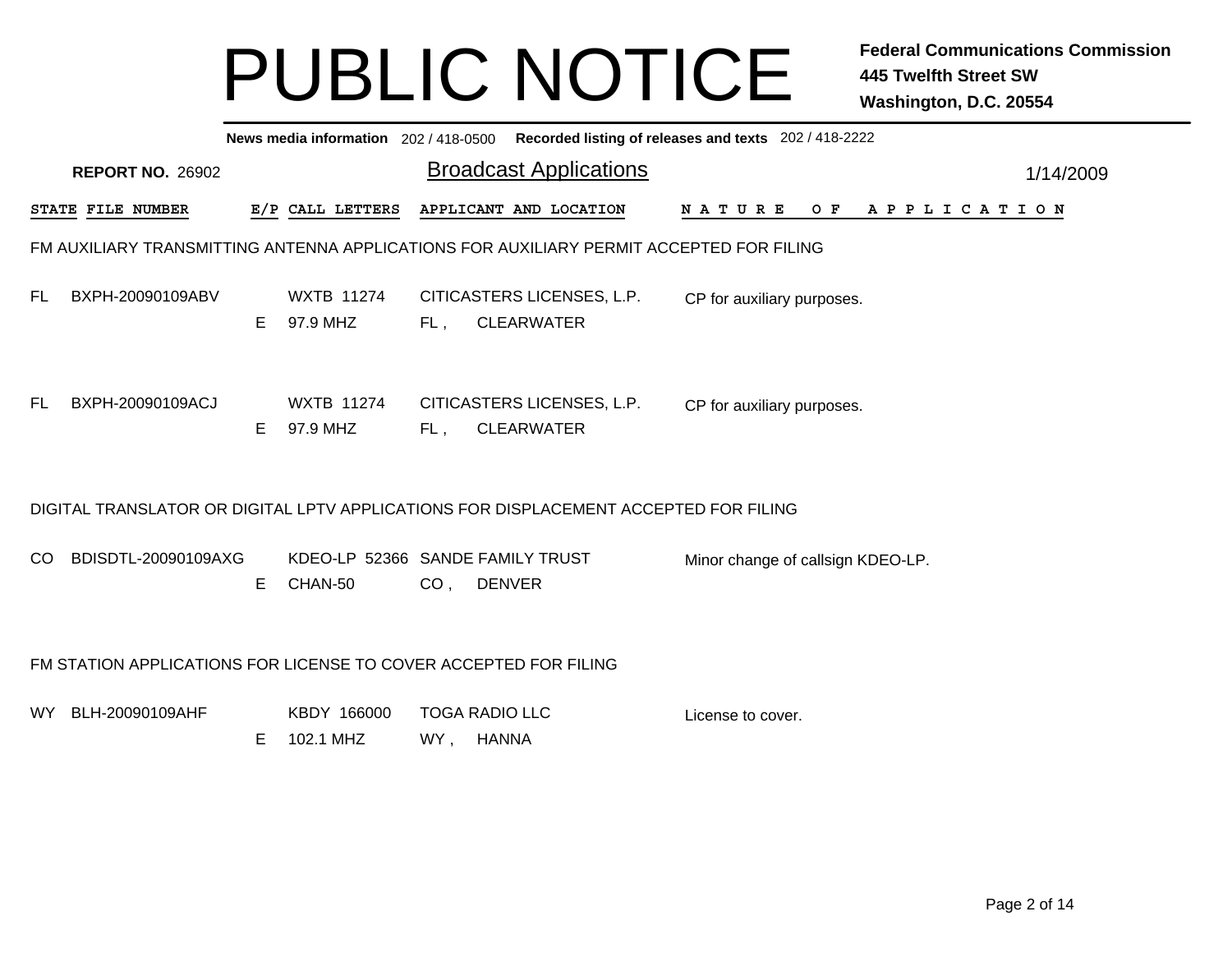# PUBLIC NOTICE

**Federal Communications Commission**
**445 Twelfth Street SW**
**Washington, D.C. 20554**

**News media information** 202 / 418-0500 **Recorded listing of releases and texts** 202 / 418-2222

**REPORT NO.** 26902

## Broadcast Applications

1/14/2009

| STATE | FILE NUMBER | E/P | CALL LETTERS | APPLICANT AND LOCATION | NATURE OF APPLICATION |
|---|---|---|---|---|---|

### FM AUXILIARY TRANSMITTING ANTENNA APPLICATIONS FOR AUXILIARY PERMIT ACCEPTED FOR FILING

| STATE | FILE NUMBER | E/P | CALL LETTERS | APPLICANT AND LOCATION | NATURE OF APPLICATION |
|---|---|---|---|---|---|
| FL | BXPH-20090109ABV | E | WXTB 11274<br>97.9 MHZ | CITICASTERS LICENSES, L.P.<br>FL , CLEARWATER | CP for auxiliary purposes. |
| FL | BXPH-20090109ACJ | E | WXTB 11274<br>97.9 MHZ | CITICASTERS LICENSES, L.P.<br>FL , CLEARWATER | CP for auxiliary purposes. |

### DIGITAL TRANSLATOR OR DIGITAL LPTV APPLICATIONS FOR DISPLACEMENT ACCEPTED FOR FILING

| STATE | FILE NUMBER | E/P | CALL LETTERS | APPLICANT AND LOCATION | NATURE OF APPLICATION |
|---|---|---|---|---|---|
| CO | BDISDTL-20090109AXG | E | KDEO-LP 52366<br>CHAN-50 | SANDE FAMILY TRUST<br>CO , DENVER | Minor change of callsign KDEO-LP. |

### FM STATION APPLICATIONS FOR LICENSE TO COVER ACCEPTED FOR FILING

| STATE | FILE NUMBER | E/P | CALL LETTERS | APPLICANT AND LOCATION | NATURE OF APPLICATION |
|---|---|---|---|---|---|
| WY | BLH-20090109AHF | E | KBDY 166000<br>102.1 MHZ | TOGA RADIO LLC<br>WY , HANNA | License to cover. |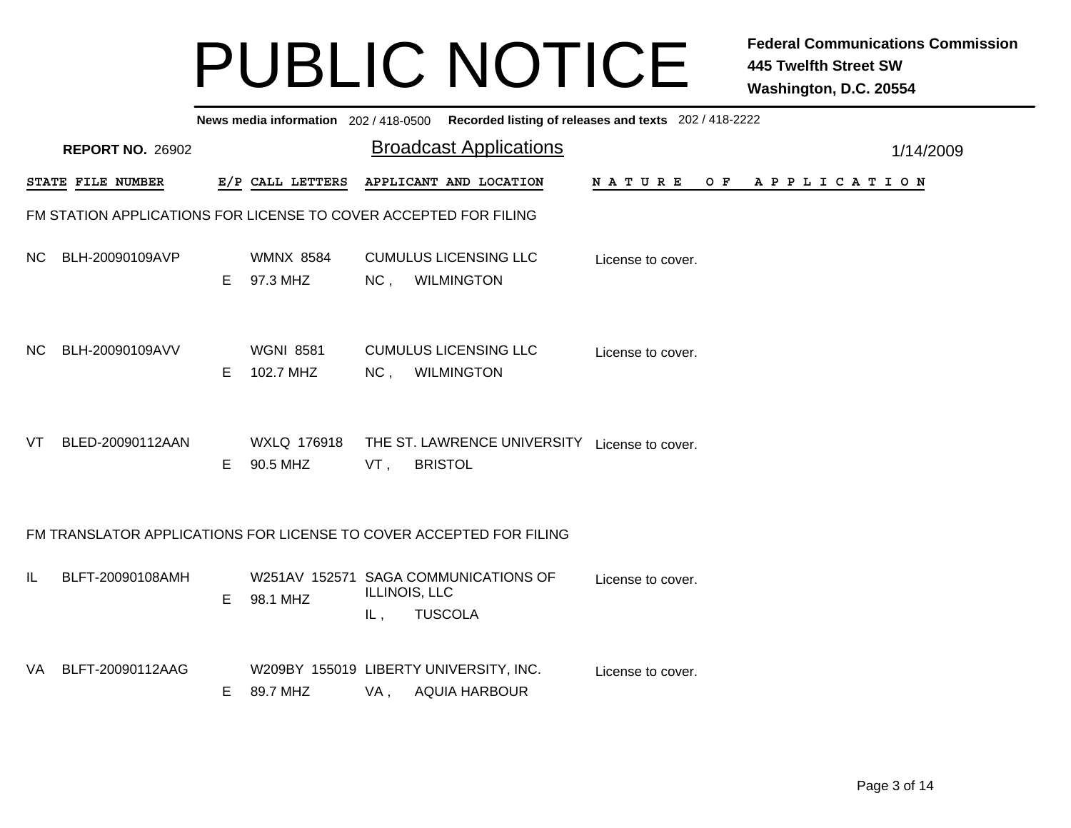# PUBLIC NOTICE

**Federal Communications Commission**
**445 Twelfth Street SW**
**Washington, D.C. 20554**

**News media information** 202 / 418-0500 **Recorded listing of releases and texts** 202 / 418-2222

**REPORT NO.** 26902

## Broadcast Applications

1/14/2009

### FM STATION APPLICATIONS FOR LICENSE TO COVER ACCEPTED FOR FILING

| STATE | FILE NUMBER | E/P | CALL LETTERS | APPLICANT AND LOCATION | NATURE OF APPLICATION |
|---|---|---|---|---|---|
| NC | BLH-20090109AVP | E | WMNX 8584<br>97.3 MHZ | CUMULUS LICENSING LLC<br>NC , WILMINGTON | License to cover. |
| NC | BLH-20090109AVV | E | WGNI 8581<br>102.7 MHZ | CUMULUS LICENSING LLC<br>NC , WILMINGTON | License to cover. |
| VT | BLED-20090112AAN | E | WXLQ 176918<br>90.5 MHZ | THE ST. LAWRENCE UNIVERSITY<br>VT , BRISTOL | License to cover. |

### FM TRANSLATOR APPLICATIONS FOR LICENSE TO COVER ACCEPTED FOR FILING

| STATE | FILE NUMBER | E/P | CALL LETTERS | APPLICANT AND LOCATION | NATURE OF APPLICATION |
|---|---|---|---|---|---|
| IL | BLFT-20090108AMH | E | W251AV 152571<br>98.1 MHZ | SAGA COMMUNICATIONS OF ILLINOIS, LLC<br>IL , TUSCOLA | License to cover. |
| VA | BLFT-20090112AAG | E | W209BY 155019<br>89.7 MHZ | LIBERTY UNIVERSITY, INC.<br>VA , AQUIA HARBOUR | License to cover. |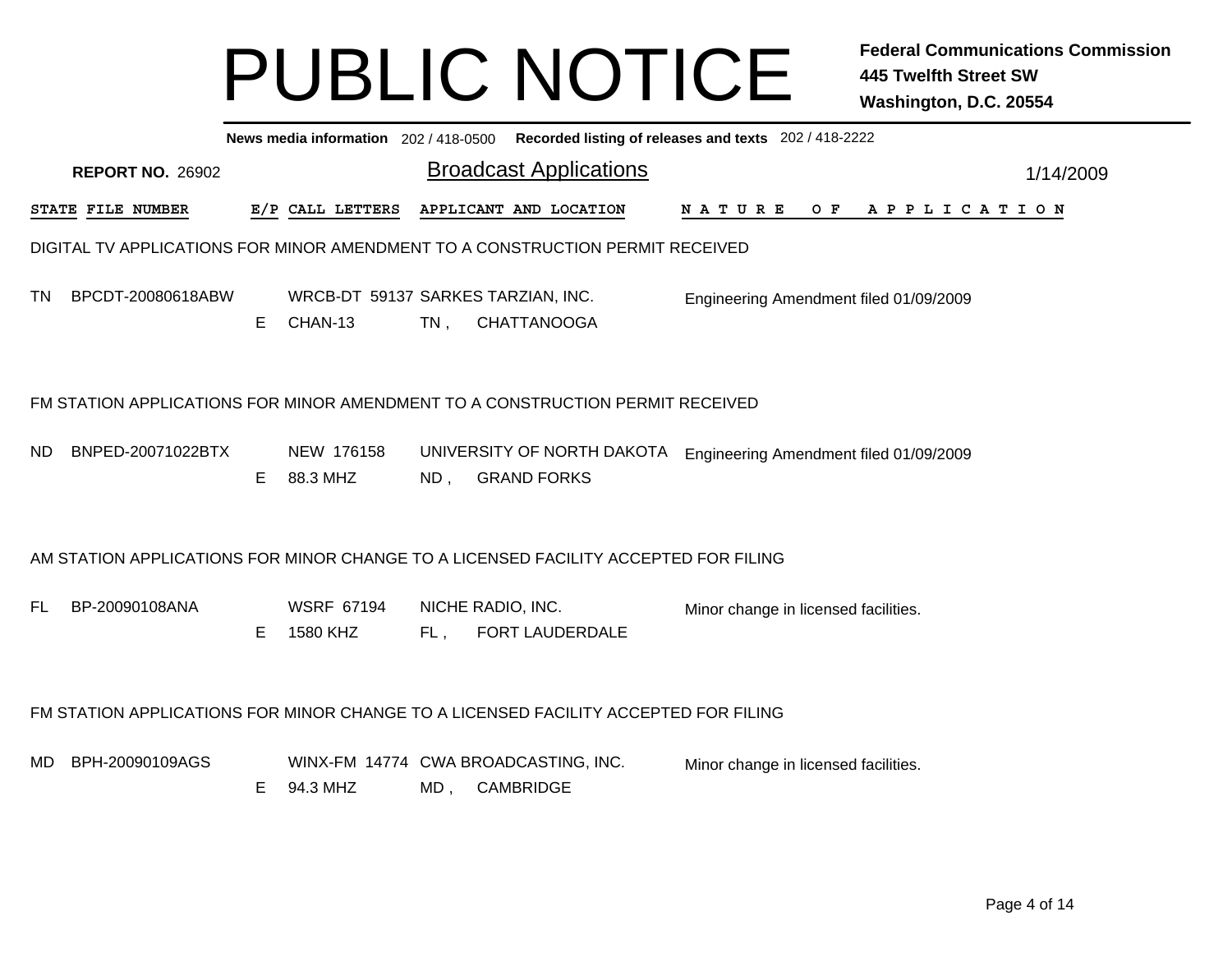# PUBLIC NOTICE

**Federal Communications Commission**
**445 Twelfth Street SW**
**Washington, D.C. 20554**

**News media information** 202 / 418-0500 **Recorded listing of releases and texts** 202 / 418-2222

**REPORT NO.** 26902

## Broadcast Applications

1/14/2009

| STATE | FILE NUMBER | E/P | CALL LETTERS | APPLICANT AND LOCATION | NATURE OF APPLICATION |
|---|---|---|---|---|---|

### DIGITAL TV APPLICATIONS FOR MINOR AMENDMENT TO A CONSTRUCTION PERMIT RECEIVED

| STATE | FILE NUMBER | E/P | CALL LETTERS | APPLICANT AND LOCATION | NATURE OF APPLICATION |
|---|---|---|---|---|---|
| TN | BPCDT-20080618ABW | E | WRCB-DT 59137<br>CHAN-13 | SARKES TARZIAN, INC.<br>TN , CHATTANOOGA | Engineering Amendment filed 01/09/2009 |

### FM STATION APPLICATIONS FOR MINOR AMENDMENT TO A CONSTRUCTION PERMIT RECEIVED

| STATE | FILE NUMBER | E/P | CALL LETTERS | APPLICANT AND LOCATION | NATURE OF APPLICATION |
|---|---|---|---|---|---|
| ND | BNPED-20071022BTX | E | NEW 176158<br>88.3 MHZ | UNIVERSITY OF NORTH DAKOTA<br>ND , GRAND FORKS | Engineering Amendment filed 01/09/2009 |

### AM STATION APPLICATIONS FOR MINOR CHANGE TO A LICENSED FACILITY ACCEPTED FOR FILING

| STATE | FILE NUMBER | E/P | CALL LETTERS | APPLICANT AND LOCATION | NATURE OF APPLICATION |
|---|---|---|---|---|---|
| FL | BP-20090108ANA | E | WSRF 67194<br>1580 KHZ | NICHE RADIO, INC.<br>FL , FORT LAUDERDALE | Minor change in licensed facilities. |

### FM STATION APPLICATIONS FOR MINOR CHANGE TO A LICENSED FACILITY ACCEPTED FOR FILING

| STATE | FILE NUMBER | E/P | CALL LETTERS | APPLICANT AND LOCATION | NATURE OF APPLICATION |
|---|---|---|---|---|---|
| MD | BPH-20090109AGS | E | WINX-FM 14774<br>94.3 MHZ | CWA BROADCASTING, INC.<br>MD , CAMBRIDGE | Minor change in licensed facilities. |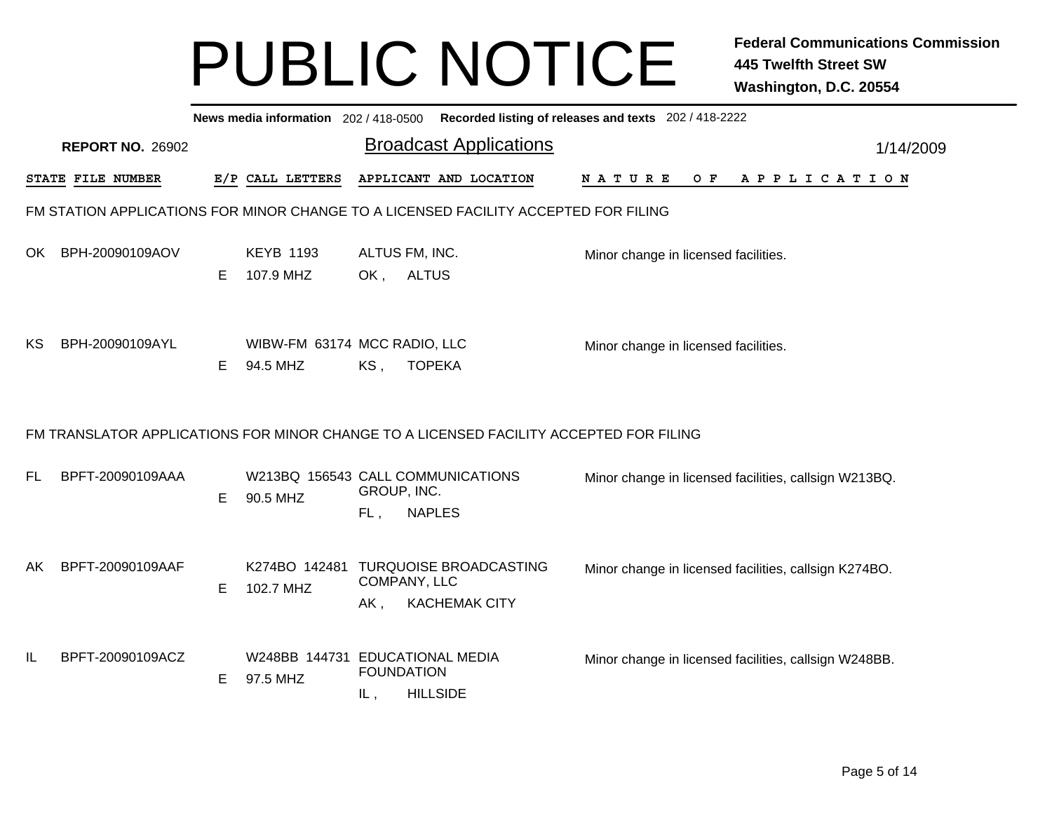# PUBLIC NOTICE

**Federal Communications Commission**
**445 Twelfth Street SW**
**Washington, D.C. 20554**

**News media information** 202 / 418-0500 **Recorded listing of releases and texts** 202 / 418-2222

**REPORT NO.** 26902

## Broadcast Applications

1/14/2009

| STATE | FILE NUMBER | E/P | CALL LETTERS | APPLICANT AND LOCATION | NATURE OF APPLICATION |
|---|---|---|---|---|---|

### FM STATION APPLICATIONS FOR MINOR CHANGE TO A LICENSED FACILITY ACCEPTED FOR FILING

| STATE | FILE NUMBER | E/P | CALL LETTERS | APPLICANT AND LOCATION | NATURE OF APPLICATION |
|---|---|---|---|---|---|
| OK | BPH-20090109AOV | E | KEYB 1193<br>107.9 MHZ | ALTUS FM, INC.<br>OK , ALTUS | Minor change in licensed facilities. |
| KS | BPH-20090109AYL | E | WIBW-FM 63174<br>94.5 MHZ | MCC RADIO, LLC<br>KS , TOPEKA | Minor change in licensed facilities. |

### FM TRANSLATOR APPLICATIONS FOR MINOR CHANGE TO A LICENSED FACILITY ACCEPTED FOR FILING

| STATE | FILE NUMBER | E/P | CALL LETTERS | APPLICANT AND LOCATION | NATURE OF APPLICATION |
|---|---|---|---|---|---|
| FL | BPFT-20090109AAA | E | W213BQ 156543<br>90.5 MHZ | CALL COMMUNICATIONS GROUP, INC.<br>FL , NAPLES | Minor change in licensed facilities, callsign W213BQ. |
| AK | BPFT-20090109AAF | E | K274BO 142481<br>102.7 MHZ | TURQUOISE BROADCASTING COMPANY, LLC<br>AK , KACHEMAK CITY | Minor change in licensed facilities, callsign K274BO. |
| IL | BPFT-20090109ACZ | E | W248BB 144731<br>97.5 MHZ | EDUCATIONAL MEDIA FOUNDATION<br>IL , HILLSIDE | Minor change in licensed facilities, callsign W248BB. |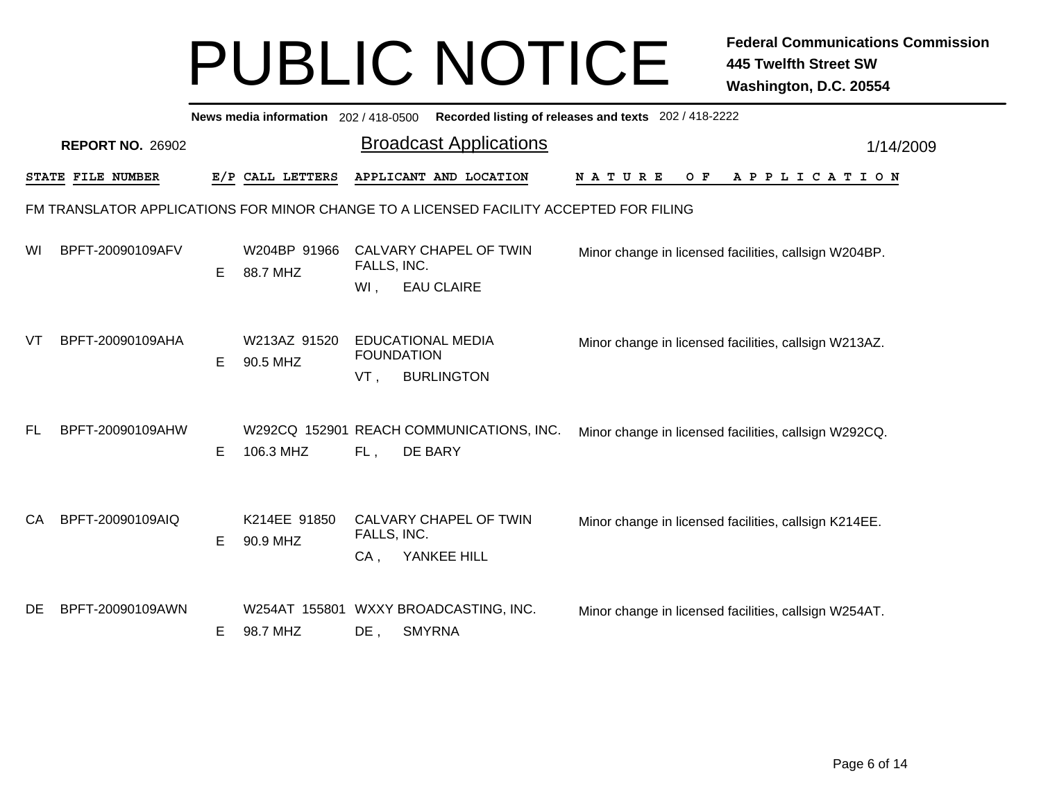# PUBLIC NOTICE

**Federal Communications Commission**
**445 Twelfth Street SW**
**Washington, D.C. 20554**

**News media information** 202 / 418-0500 **Recorded listing of releases and texts** 202 / 418-2222

**REPORT NO.** 26902

## Broadcast Applications

1/14/2009

FM TRANSLATOR APPLICATIONS FOR MINOR CHANGE TO A LICENSED FACILITY ACCEPTED FOR FILING

| STATE | FILE NUMBER | E/P | CALL LETTERS | APPLICANT AND LOCATION | NATURE OF APPLICATION |
|---|---|---|---|---|---|
| WI | BPFT-20090109AFV | E | W204BP 91966<br>88.7 MHZ | CALVARY CHAPEL OF TWIN FALLS, INC.<br>WI , EAU CLAIRE | Minor change in licensed facilities, callsign W204BP. |
| VT | BPFT-20090109AHA | E | W213AZ 91520<br>90.5 MHZ | EDUCATIONAL MEDIA FOUNDATION<br>VT , BURLINGTON | Minor change in licensed facilities, callsign W213AZ. |
| FL | BPFT-20090109AHW | E | W292CQ 152901<br>106.3 MHZ | REACH COMMUNICATIONS, INC.<br>FL , DE BARY | Minor change in licensed facilities, callsign W292CQ. |
| CA | BPFT-20090109AIQ | E | K214EE 91850<br>90.9 MHZ | CALVARY CHAPEL OF TWIN FALLS, INC.<br>CA , YANKEE HILL | Minor change in licensed facilities, callsign K214EE. |
| DE | BPFT-20090109AWN | E | W254AT 155801<br>98.7 MHZ | WXXY BROADCASTING, INC.<br>DE , SMYRNA | Minor change in licensed facilities, callsign W254AT. |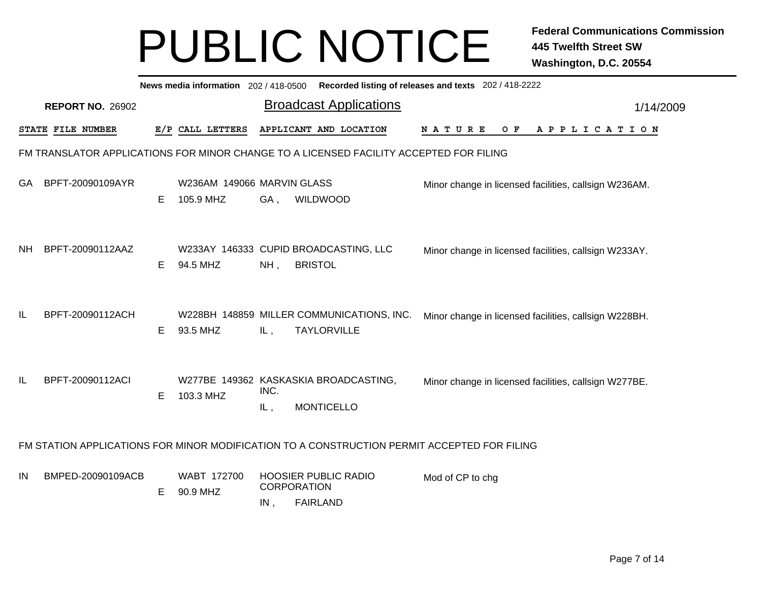# PUBLIC NOTICE

**Federal Communications Commission**
**445 Twelfth Street SW**
**Washington, D.C. 20554**

**News media information** 202 / 418-0500 **Recorded listing of releases and texts** 202 / 418-2222

**REPORT NO.** 26902

## Broadcast Applications

1/14/2009

| STATE | FILE NUMBER | E/P | CALL LETTERS | APPLICANT AND LOCATION | NATURE OF APPLICATION |
|---|---|---|---|---|---|

### FM TRANSLATOR APPLICATIONS FOR MINOR CHANGE TO A LICENSED FACILITY ACCEPTED FOR FILING

| STATE | FILE NUMBER | E/P | CALL LETTERS | APPLICANT AND LOCATION | NATURE OF APPLICATION |
|---|---|---|---|---|---|
| GA | BPFT-20090109AYR | E | W236AM 149066<br>105.9 MHZ | MARVIN GLASS<br>GA , WILDWOOD | Minor change in licensed facilities, callsign W236AM. |
| NH | BPFT-20090112AAZ | E | W233AY 146333<br>94.5 MHZ | CUPID BROADCASTING, LLC<br>NH , BRISTOL | Minor change in licensed facilities, callsign W233AY. |
| IL | BPFT-20090112ACH | E | W228BH 148859<br>93.5 MHZ | MILLER COMMUNICATIONS, INC.<br>IL , TAYLORVILLE | Minor change in licensed facilities, callsign W228BH. |
| IL | BPFT-20090112ACI | E | W277BE 149362<br>103.3 MHZ | KASKASKIA BROADCASTING, INC.<br>IL , MONTICELLO | Minor change in licensed facilities, callsign W277BE. |

### FM STATION APPLICATIONS FOR MINOR MODIFICATION TO A CONSTRUCTION PERMIT ACCEPTED FOR FILING

| STATE | FILE NUMBER | E/P | CALL LETTERS | APPLICANT AND LOCATION | NATURE OF APPLICATION |
|---|---|---|---|---|---|
| IN | BMPED-20090109ACB | E | WABT 172700<br>90.9 MHZ | HOOSIER PUBLIC RADIO CORPORATION<br>IN , FAIRLAND | Mod of CP to chg |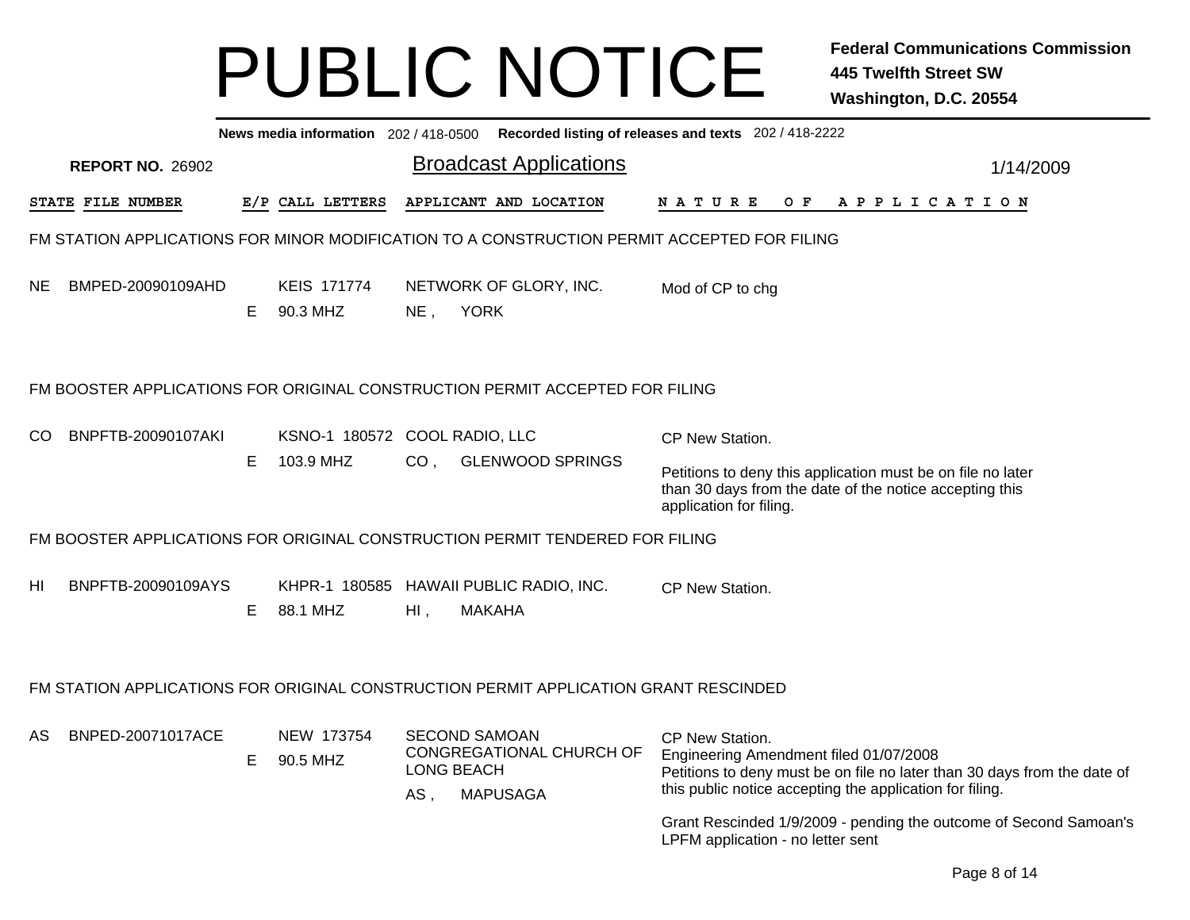# PUBLIC NOTICE

**Federal Communications Commission**
**445 Twelfth Street SW**
**Washington, D.C. 20554**

**News media information** 202 / 418-0500 **Recorded listing of releases and texts** 202 / 418-2222

**REPORT NO.** 26902

## Broadcast Applications

1/14/2009

| STATE | FILE NUMBER | E/P | CALL LETTERS | APPLICANT AND LOCATION | NATURE OF APPLICATION |
|---|---|---|---|---|---|

### FM STATION APPLICATIONS FOR MINOR MODIFICATION TO A CONSTRUCTION PERMIT ACCEPTED FOR FILING

| STATE | FILE NUMBER | E/P | CALL LETTERS | APPLICANT AND LOCATION | NATURE OF APPLICATION |
|---|---|---|---|---|---|
| NE | BMPED-20090109AHD | E | KEIS 171774<br>90.3 MHZ | NETWORK OF GLORY, INC.<br>NE , YORK | Mod of CP to chg |

### FM BOOSTER APPLICATIONS FOR ORIGINAL CONSTRUCTION PERMIT ACCEPTED FOR FILING

| STATE | FILE NUMBER | E/P | CALL LETTERS | APPLICANT AND LOCATION | NATURE OF APPLICATION |
|---|---|---|---|---|---|
| CO | BNPFTB-20090107AKI | E | KSNO-1 180572<br>103.9 MHZ | COOL RADIO, LLC<br>CO , GLENWOOD SPRINGS | CP New Station.<br>Petitions to deny this application must be on file no later than 30 days from the date of the notice accepting this application for filing. |

### FM BOOSTER APPLICATIONS FOR ORIGINAL CONSTRUCTION PERMIT TENDERED FOR FILING

| STATE | FILE NUMBER | E/P | CALL LETTERS | APPLICANT AND LOCATION | NATURE OF APPLICATION |
|---|---|---|---|---|---|
| HI | BNPFTB-20090109AYS | E | KHPR-1 180585<br>88.1 MHZ | HAWAII PUBLIC RADIO, INC.<br>HI , MAKAHA | CP New Station. |

### FM STATION APPLICATIONS FOR ORIGINAL CONSTRUCTION PERMIT APPLICATION GRANT RESCINDED

| STATE | FILE NUMBER | E/P | CALL LETTERS | APPLICANT AND LOCATION | NATURE OF APPLICATION |
|---|---|---|---|---|---|
| AS | BNPED-20071017ACE | E | NEW 173754<br>90.5 MHZ | SECOND SAMOAN CONGREGATIONAL CHURCH OF LONG BEACH<br>AS , MAPUSAGA | CP New Station.<br>Engineering Amendment filed 01/07/2008<br>Petitions to deny must be on file no later than 30 days from the date of this public notice accepting the application for filing.<br>Grant Rescinded 1/9/2009 - pending the outcome of Second Samoan's LPFM application - no letter sent |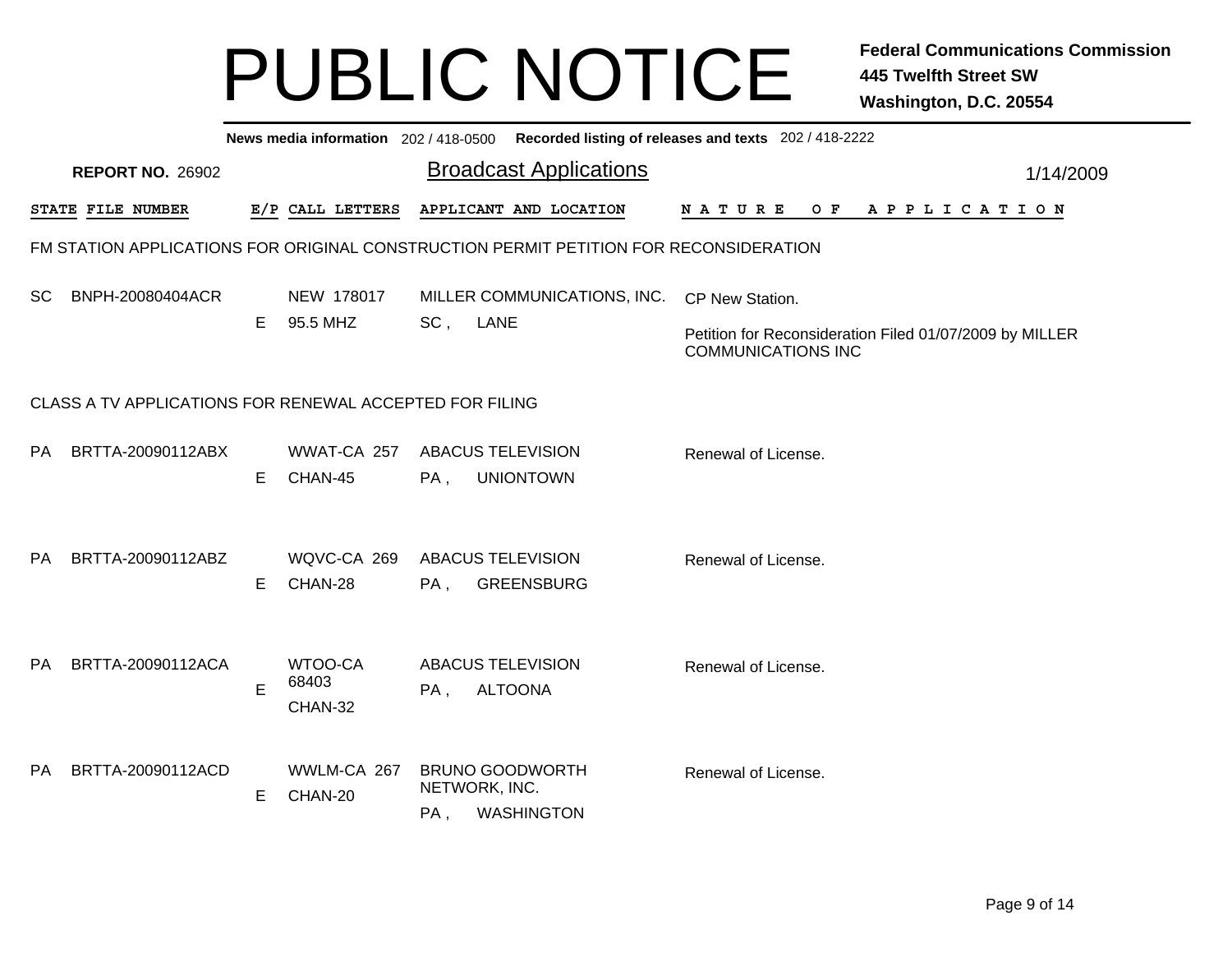# PUBLIC NOTICE

**Federal Communications Commission**
**445 Twelfth Street SW**
**Washington, D.C. 20554**

**News media information** 202 / 418-0500 **Recorded listing of releases and texts** 202 / 418-2222

**REPORT NO.** 26902

## Broadcast Applications

1/14/2009

| STATE | FILE NUMBER | E/P | CALL LETTERS | APPLICANT AND LOCATION | NATURE OF APPLICATION |
|---|---|---|---|---|---|

### FM STATION APPLICATIONS FOR ORIGINAL CONSTRUCTION PERMIT PETITION FOR RECONSIDERATION

| STATE | FILE NUMBER | E/P | CALL LETTERS | APPLICANT AND LOCATION | NATURE OF APPLICATION |
|---|---|---|---|---|---|
| SC | BNPH-20080404ACR | E | NEW 178017<br>95.5 MHZ | MILLER COMMUNICATIONS, INC.<br>SC , LANE | CP New Station.<br><br>Petition for Reconsideration Filed 01/07/2009 by MILLER COMMUNICATIONS INC |

### CLASS A TV APPLICATIONS FOR RENEWAL ACCEPTED FOR FILING

| STATE | FILE NUMBER | E/P | CALL LETTERS | APPLICANT AND LOCATION | NATURE OF APPLICATION |
|---|---|---|---|---|---|
| PA | BRTTA-20090112ABX | E | WWAT-CA 257<br>CHAN-45 | ABACUS TELEVISION<br>PA , UNIONTOWN | Renewal of License. |
| PA | BRTTA-20090112ABZ | E | WQVC-CA 269<br>CHAN-28 | ABACUS TELEVISION<br>PA , GREENSBURG | Renewal of License. |
| PA | BRTTA-20090112ACA | E | WTOO-CA 68403<br>CHAN-32 | ABACUS TELEVISION<br>PA , ALTOONA | Renewal of License. |
| PA | BRTTA-20090112ACD | E | WWLM-CA 267<br>CHAN-20 | BRUNO GOODWORTH NETWORK, INC.<br>PA , WASHINGTON | Renewal of License. |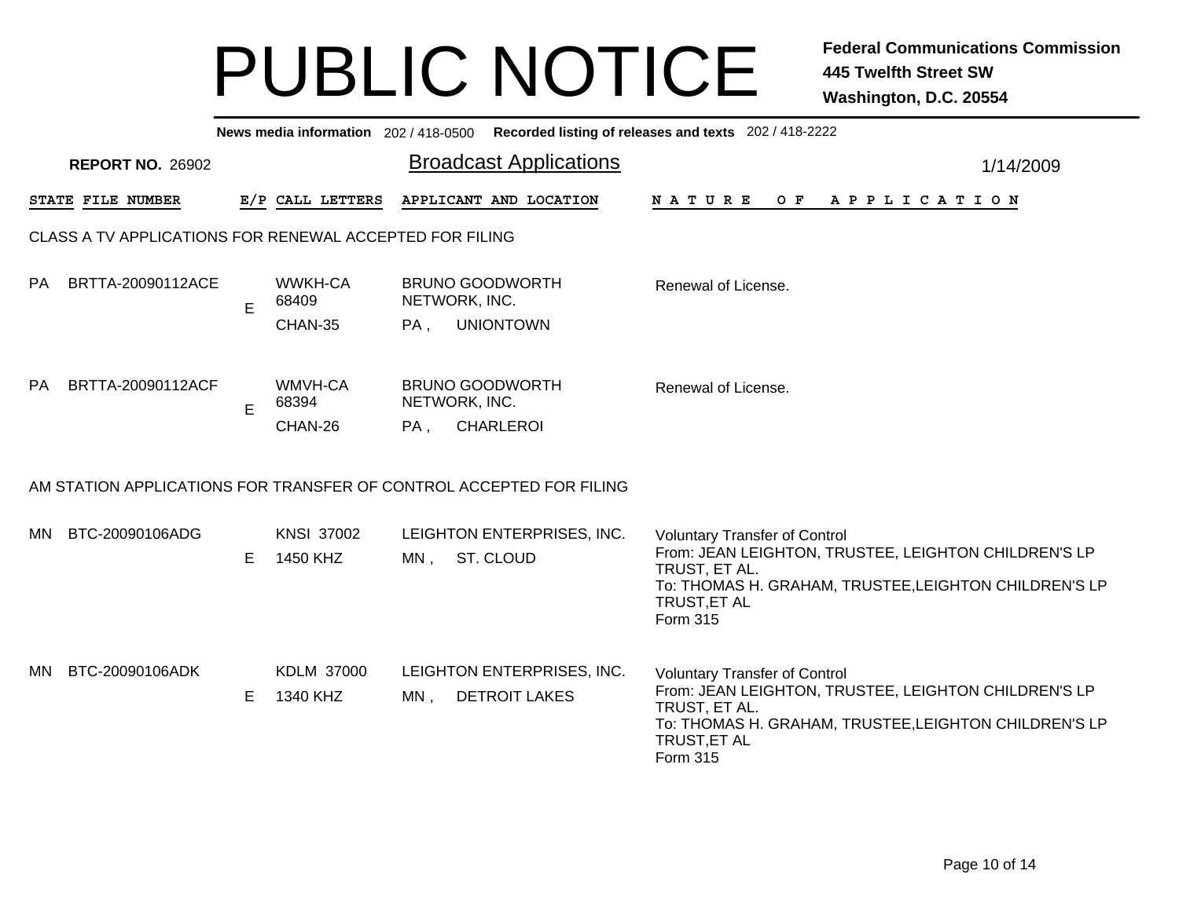# PUBLIC NOTICE

**Federal Communications Commission**
**445 Twelfth Street SW**
**Washington, D.C. 20554**

**News media information** 202 / 418-0500 **Recorded listing of releases and texts** 202 / 418-2222

**REPORT NO.** 26902

## Broadcast Applications

1/14/2009

| STATE | FILE NUMBER | E/P | CALL LETTERS | APPLICANT AND LOCATION | NATURE OF APPLICATION |
|---|---|---|---|---|---|

### CLASS A TV APPLICATIONS FOR RENEWAL ACCEPTED FOR FILING

| STATE | FILE NUMBER | E/P | CALL LETTERS | APPLICANT AND LOCATION | NATURE OF APPLICATION |
|---|---|---|---|---|---|
| PA | BRTTA-20090112ACE | E | WWKH-CA 68409 CHAN-35 | BRUNO GOODWORTH NETWORK, INC. PA , UNIONTOWN | Renewal of License. |
| PA | BRTTA-20090112ACF | E | WMVH-CA 68394 CHAN-26 | BRUNO GOODWORTH NETWORK, INC. PA , CHARLEROI | Renewal of License. |

### AM STATION APPLICATIONS FOR TRANSFER OF CONTROL ACCEPTED FOR FILING

| STATE | FILE NUMBER | E/P | CALL LETTERS | APPLICANT AND LOCATION | NATURE OF APPLICATION |
|---|---|---|---|---|---|
| MN | BTC-20090106ADG | E | KNSI 37002 1450 KHZ | LEIGHTON ENTERPRISES, INC. MN , ST. CLOUD | Voluntary Transfer of Control From: JEAN LEIGHTON, TRUSTEE, LEIGHTON CHILDREN'S LP TRUST, ET AL. To: THOMAS H. GRAHAM, TRUSTEE,LEIGHTON CHILDREN'S LP TRUST,ET AL Form 315 |
| MN | BTC-20090106ADK | E | KDLM 37000 1340 KHZ | LEIGHTON ENTERPRISES, INC. MN , DETROIT LAKES | Voluntary Transfer of Control From: JEAN LEIGHTON, TRUSTEE, LEIGHTON CHILDREN'S LP TRUST, ET AL. To: THOMAS H. GRAHAM, TRUSTEE,LEIGHTON CHILDREN'S LP TRUST,ET AL Form 315 |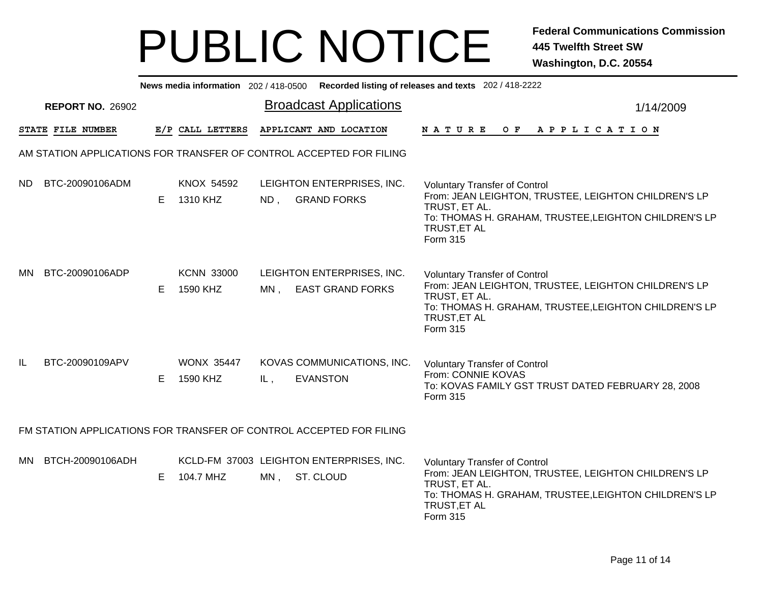# PUBLIC NOTICE

**Federal Communications Commission**
**445 Twelfth Street SW**
**Washington, D.C. 20554**

**News media information** 202 / 418-0500 **Recorded listing of releases and texts** 202 / 418-2222

**REPORT NO.** 26902

## Broadcast Applications

1/14/2009

| STATE | FILE NUMBER | E/P | CALL LETTERS | APPLICANT AND LOCATION | NATURE OF APPLICATION |
|---|---|---|---|---|---|

### AM STATION APPLICATIONS FOR TRANSFER OF CONTROL ACCEPTED FOR FILING

| STATE | FILE NUMBER | E/P | CALL LETTERS | APPLICANT AND LOCATION | NATURE OF APPLICATION |
|---|---|---|---|---|---|
| ND | BTC-20090106ADM | E | KNOX 54592<br>1310 KHZ | LEIGHTON ENTERPRISES, INC.<br>ND , GRAND FORKS | Voluntary Transfer of Control<br>From: JEAN LEIGHTON, TRUSTEE, LEIGHTON CHILDREN'S LP TRUST, ET AL.<br>To: THOMAS H. GRAHAM, TRUSTEE,LEIGHTON CHILDREN'S LP TRUST,ET AL<br>Form 315 |
| MN | BTC-20090106ADP | E | KCNN 33000<br>1590 KHZ | LEIGHTON ENTERPRISES, INC.<br>MN , EAST GRAND FORKS | Voluntary Transfer of Control<br>From: JEAN LEIGHTON, TRUSTEE, LEIGHTON CHILDREN'S LP TRUST, ET AL.<br>To: THOMAS H. GRAHAM, TRUSTEE,LEIGHTON CHILDREN'S LP TRUST,ET AL<br>Form 315 |
| IL | BTC-20090109APV | E | WONX 35447<br>1590 KHZ | KOVAS COMMUNICATIONS, INC.<br>IL , EVANSTON | Voluntary Transfer of Control<br>From: CONNIE KOVAS<br>To: KOVAS FAMILY GST TRUST DATED FEBRUARY 28, 2008<br>Form 315 |

### FM STATION APPLICATIONS FOR TRANSFER OF CONTROL ACCEPTED FOR FILING

| STATE | FILE NUMBER | E/P | CALL LETTERS | APPLICANT AND LOCATION | NATURE OF APPLICATION |
|---|---|---|---|---|---|
| MN | BTCH-20090106ADH | E | KCLD-FM 37003<br>104.7 MHZ | LEIGHTON ENTERPRISES, INC.<br>MN , ST. CLOUD | Voluntary Transfer of Control<br>From: JEAN LEIGHTON, TRUSTEE, LEIGHTON CHILDREN'S LP TRUST, ET AL.<br>To: THOMAS H. GRAHAM, TRUSTEE,LEIGHTON CHILDREN'S LP TRUST,ET AL<br>Form 315 |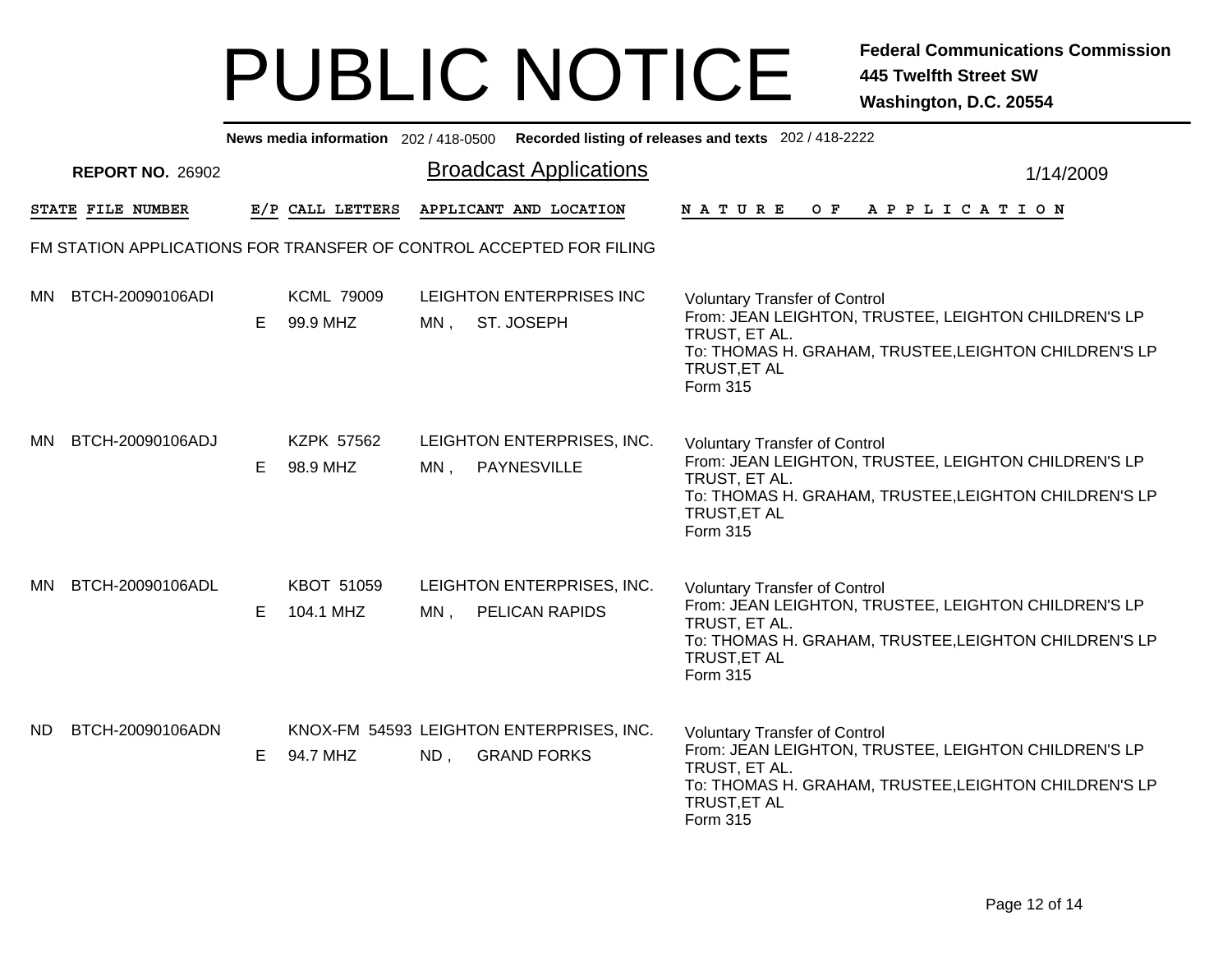# PUBLIC NOTICE

**Federal Communications Commission**
**445 Twelfth Street SW**
**Washington, D.C. 20554**

**News media information** 202 / 418-0500 **Recorded listing of releases and texts** 202 / 418-2222

**REPORT NO.** 26902

## Broadcast Applications

1/14/2009

FM STATION APPLICATIONS FOR TRANSFER OF CONTROL ACCEPTED FOR FILING

| STATE | FILE NUMBER | E/P | CALL LETTERS | APPLICANT AND LOCATION | NATURE OF APPLICATION |
|---|---|---|---|---|---|
| MN | BTCH-20090106ADI | E | KCML 79009<br>99.9 MHZ | LEIGHTON ENTERPRISES INC<br>MN , ST. JOSEPH | Voluntary Transfer of Control<br>From: JEAN LEIGHTON, TRUSTEE, LEIGHTON CHILDREN'S LP TRUST, ET AL.<br>To: THOMAS H. GRAHAM, TRUSTEE,LEIGHTON CHILDREN'S LP TRUST,ET AL<br>Form 315 |
| MN | BTCH-20090106ADJ | E | KZPK 57562<br>98.9 MHZ | LEIGHTON ENTERPRISES, INC.<br>MN , PAYNESVILLE | Voluntary Transfer of Control<br>From: JEAN LEIGHTON, TRUSTEE, LEIGHTON CHILDREN'S LP TRUST, ET AL.<br>To: THOMAS H. GRAHAM, TRUSTEE,LEIGHTON CHILDREN'S LP TRUST,ET AL<br>Form 315 |
| MN | BTCH-20090106ADL | E | KBOT 51059<br>104.1 MHZ | LEIGHTON ENTERPRISES, INC.<br>MN , PELICAN RAPIDS | Voluntary Transfer of Control<br>From: JEAN LEIGHTON, TRUSTEE, LEIGHTON CHILDREN'S LP TRUST, ET AL.<br>To: THOMAS H. GRAHAM, TRUSTEE,LEIGHTON CHILDREN'S LP TRUST,ET AL<br>Form 315 |
| ND | BTCH-20090106ADN | E | KNOX-FM 54593<br>94.7 MHZ | LEIGHTON ENTERPRISES, INC.<br>ND , GRAND FORKS | Voluntary Transfer of Control<br>From: JEAN LEIGHTON, TRUSTEE, LEIGHTON CHILDREN'S LP TRUST, ET AL.<br>To: THOMAS H. GRAHAM, TRUSTEE,LEIGHTON CHILDREN'S LP TRUST,ET AL<br>Form 315 |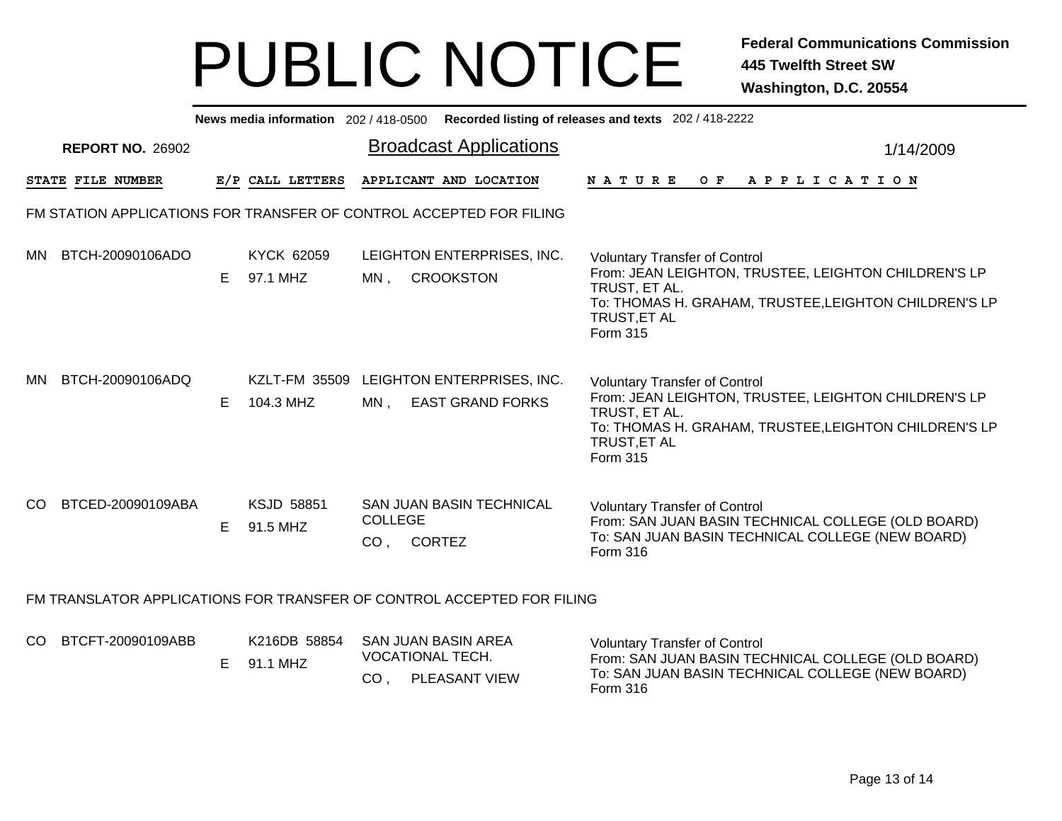# PUBLIC NOTICE

**Federal Communications Commission**
**445 Twelfth Street SW**
**Washington, D.C. 20554**

**News media information** 202 / 418-0500 **Recorded listing of releases and texts** 202 / 418-2222

**REPORT NO.** 26902

## Broadcast Applications

1/14/2009

### FM STATION APPLICATIONS FOR TRANSFER OF CONTROL ACCEPTED FOR FILING

| STATE | FILE NUMBER | E/P | CALL LETTERS | APPLICANT AND LOCATION | NATURE OF APPLICATION |
|---|---|---|---|---|---|
| MN | BTCH-20090106ADO | E | KYCK 62059<br>97.1 MHZ | LEIGHTON ENTERPRISES, INC.<br>MN , CROOKSTON | Voluntary Transfer of Control<br>From: JEAN LEIGHTON, TRUSTEE, LEIGHTON CHILDREN'S LP TRUST, ET AL.<br>To: THOMAS H. GRAHAM, TRUSTEE,LEIGHTON CHILDREN'S LP TRUST,ET AL<br>Form 315 |
| MN | BTCH-20090106ADQ | E | KZLT-FM 35509<br>104.3 MHZ | LEIGHTON ENTERPRISES, INC.<br>MN , EAST GRAND FORKS | Voluntary Transfer of Control<br>From: JEAN LEIGHTON, TRUSTEE, LEIGHTON CHILDREN'S LP TRUST, ET AL.<br>To: THOMAS H. GRAHAM, TRUSTEE,LEIGHTON CHILDREN'S LP TRUST,ET AL<br>Form 315 |
| CO | BTCED-20090109ABA | E | KSJD 58851<br>91.5 MHZ | SAN JUAN BASIN TECHNICAL COLLEGE<br>CO , CORTEZ | Voluntary Transfer of Control<br>From: SAN JUAN BASIN TECHNICAL COLLEGE (OLD BOARD)<br>To: SAN JUAN BASIN TECHNICAL COLLEGE (NEW BOARD)<br>Form 316 |

### FM TRANSLATOR APPLICATIONS FOR TRANSFER OF CONTROL ACCEPTED FOR FILING

| STATE | FILE NUMBER | E/P | CALL LETTERS | APPLICANT AND LOCATION | NATURE OF APPLICATION |
|---|---|---|---|---|---|
| CO | BTCFT-20090109ABB | E | K216DB 58854<br>91.1 MHZ | SAN JUAN BASIN AREA VOCATIONAL TECH.<br>CO , PLEASANT VIEW | Voluntary Transfer of Control<br>From: SAN JUAN BASIN TECHNICAL COLLEGE (OLD BOARD)<br>To: SAN JUAN BASIN TECHNICAL COLLEGE (NEW BOARD)<br>Form 316 |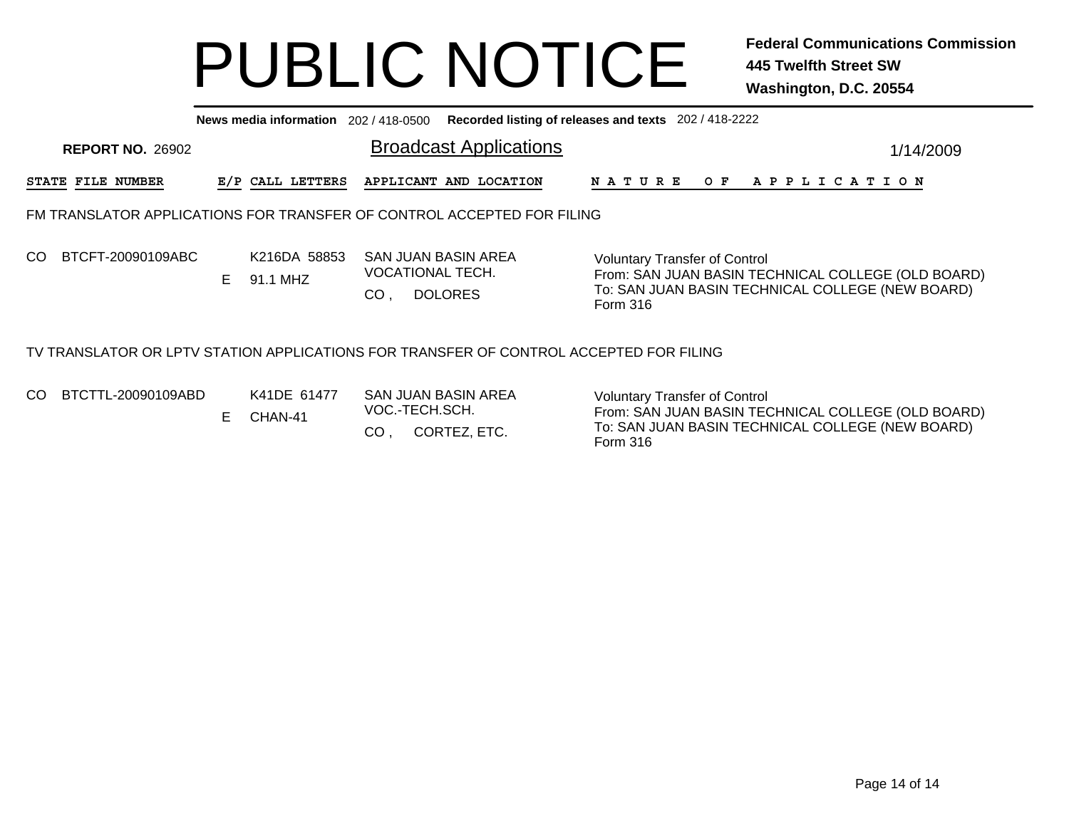# PUBLIC NOTICE

**Federal Communications Commission**
**445 Twelfth Street SW**
**Washington, D.C. 20554**

**News media information** 202 / 418-0500 **Recorded listing of releases and texts** 202 / 418-2222

**REPORT NO.** 26902

## Broadcast Applications

1/14/2009

| STATE | FILE NUMBER | E/P | CALL LETTERS | APPLICANT AND LOCATION | NATURE OF APPLICATION |
|---|---|---|---|---|---|

### FM TRANSLATOR APPLICATIONS FOR TRANSFER OF CONTROL ACCEPTED FOR FILING

| STATE | FILE NUMBER | E/P | CALL LETTERS | APPLICANT AND LOCATION | NATURE OF APPLICATION |
|---|---|---|---|---|---|
| CO | BTCFT-20090109ABC | E | K216DA 58853<br>91.1 MHZ | SAN JUAN BASIN AREA VOCATIONAL TECH.<br>CO , DOLORES | Voluntary Transfer of Control<br>From: SAN JUAN BASIN TECHNICAL COLLEGE (OLD BOARD)<br>To: SAN JUAN BASIN TECHNICAL COLLEGE (NEW BOARD)<br>Form 316 |

### TV TRANSLATOR OR LPTV STATION APPLICATIONS FOR TRANSFER OF CONTROL ACCEPTED FOR FILING

| STATE | FILE NUMBER | E/P | CALL LETTERS | APPLICANT AND LOCATION | NATURE OF APPLICATION |
|---|---|---|---|---|---|
| CO | BTCTTL-20090109ABD | E | K41DE 61477<br>CHAN-41 | SAN JUAN BASIN AREA VOC.-TECH.SCH.<br>CO , CORTEZ, ETC. | Voluntary Transfer of Control<br>From: SAN JUAN BASIN TECHNICAL COLLEGE (OLD BOARD)<br>To: SAN JUAN BASIN TECHNICAL COLLEGE (NEW BOARD)<br>Form 316 |